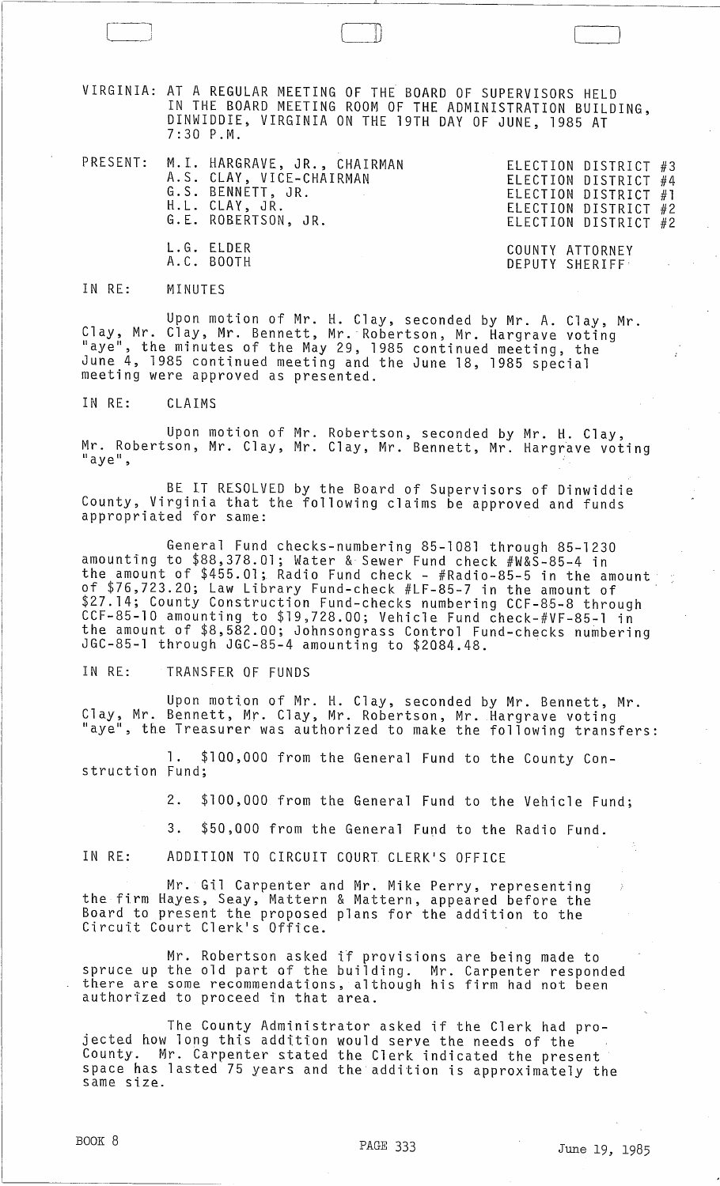VIRGINIA: AT A REGULAR MEETING OF THE BOARD OF SUPERVISORS HELD IN THE BOARD MEETING ROOM OF THE ADMINISTRATION BUILDING, DINWIDDIE, VIRGINIA ON THE 19TH DAY OF JUNE, 1985 AT 7:30 P.M.

| PRESENT: | | |
|---|---|---|
| | M.I. HARGRAVE, JR., CHAIRMAN | ELECTION DISTRICT #3 |
| | A.S. CLAY, VICE-CHAIRMAN | ELECTION DISTRICT #4 |
| | G.S. BENNETT, JR. | ELECTION DISTRICT #1 |
| | H.L. CLAY, JR. | ELECTION DISTRICT #2 |
| | G.E. ROBERTSON, JR. | ELECTION DISTRICT #2 |
| | L.G. ELDER | COUNTY ATTORNEY |
| | A.C. BOOTH | DEPUTY SHERIFF |

IN RE: MINUTES

Upon motion of Mr. H. Clay, seconded by Mr. A. Clay, Mr. Clay, Mr. Clay, Mr. Bennett, Mr. Robertson, Mr. Hargrave voting "aye", the minutes of the May 29, 1985 continued meeting, the June 4, 1985 continued meeting and the June 18, 1985 special meeting were approved as presented.

IN RE: CLAIMS

Upon motion of Mr. Robertson, seconded by Mr. H. Clay, Mr. Robertson, Mr. Clay, Mr. Clay, Mr. Bennett, Mr. Hargrave voting "aye",

BE IT RESOLVED by the Board of Supervisors of Dinwiddie County, Virginia that the following claims be approved and funds appropriated for same:

General Fund checks-numbering 85-1081 through 85-1230 amounting to $88,378.01; Water & Sewer Fund check #W&S-85-4 in the amount of $455.01; Radio Fund check - #Radio-85-5 in the amount of $76,723.20; Law Library Fund-check #LF-85-7 in the amount of $27.14; County Construction Fund-checks numbering CCF-85-8 through CCF-85-10 amounting to $19,728.00; Vehicle Fund check-#VF-85-1 in the amount of $8,582.00; Johnsongrass Control Fund-checks numbering JGC-85-1 through JGC-85-4 amounting to $2084.48.

IN RE: TRANSFER OF FUNDS

Upon motion of Mr. H. Clay, seconded by Mr. Bennett, Mr. Clay, Mr. Bennett, Mr. Clay, Mr. Robertson, Mr. Hargrave voting "aye", the Treasurer was authorized to make the following transfers:

1. $100,000 from the General Fund to the County Construction Fund;
2. $100,000 from the General Fund to the Vehicle Fund;
3. $50,000 from the General Fund to the Radio Fund.

IN RE: ADDITION TO CIRCUIT COURT CLERK'S OFFICE

Mr. Gil Carpenter and Mr. Mike Perry, representing the firm Hayes, Seay, Mattern & Mattern, appeared before the Board to present the proposed plans for the addition to the Circuit Court Clerk's Office.

Mr. Robertson asked if provisions are being made to spruce up the old part of the building. Mr. Carpenter responded there are some recommendations, although his firm had not been authorized to proceed in that area.

The County Administrator asked if the Clerk had projected how long this addition would serve the needs of the County. Mr. Carpenter stated the Clerk indicated the present space has lasted 75 years and the addition is approximately the same size.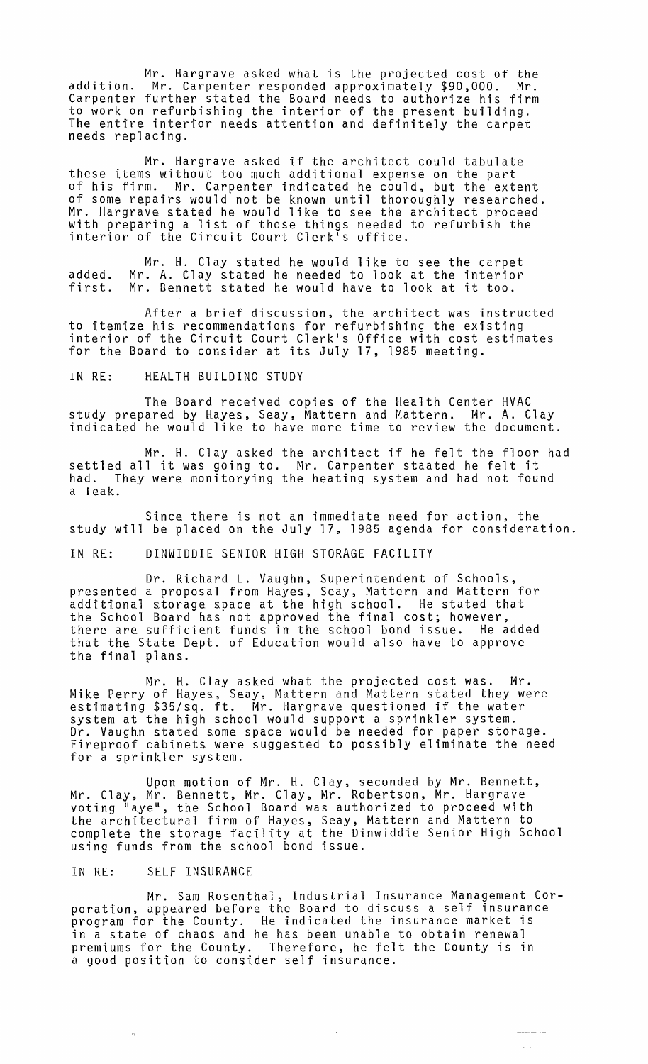Mr. Hargrave asked what is the projected cost of the addition. Mr. Carpenter responded approximately $90,000. Mr. Carpenter further stated the Board needs to authorize his firm to work on refurbishing the interior of the present building. The entire interior needs attention and definitely the carpet needs replacing.

Mr. Hargrave asked if the architect could tabulate these items without too much additional expense on the part of his firm. Mr. Carpenter indicated he could, but the extent of some repairs would not be known until thoroughly researched. Mr. Hargrave stated he would like to see the architect proceed with preparing a list of those things needed to refurbish the interior of the Circuit Court Clerk's office.

Mr. H. Clay stated he would like to see the carpet added. Mr. A. Clay stated he needed to look at the interior first. Mr. Bennett stated he would have to look at it too.

After a brief discussion, the architect was instructed to itemize his recommendations for refurbishing the existing interior of the Circuit Court Clerk's Office with cost estimates for the Board to consider at its July 17, 1985 meeting.

IN RE: HEALTH BUILDING STUDY

The Board received copies of the Health Center HVAC study prepared by Hayes, Seay, Mattern and Mattern. Mr. A. Clay indicated he would like to have more time to review the document.

Mr. H. Clay asked the architect if he felt the floor had settled all it was going to. Mr. Carpenter staated he felt it had. They were monitorying the heating system and had not found a leak.

Since there is not an immediate need for action, the study will be placed on the July 17, 1985 agenda for consideration.

IN RE: DINWIDDIE SENIOR HIGH STORAGE FACILITY

Dr. Richard L. Vaughn, Superintendent of Schools, presented a proposal from Hayes, Seay, Mattern and Mattern for additional storage space at the high school. He stated that the School Board has not approved the final cost; however, there are sufficient funds in the school bond issue. He added that the State Dept. of Education would also have to approve the final plans.

Mr. H. Clay asked what the projected cost was. Mr. Mike Perry of Hayes, Seay, Mattern and Mattern stated they were estimating $35/sq. ft. Mr. Hargrave questioned if the water system at the high school would support a sprinkler system. Dr. Vaughn stated some space would be needed for paper storage. Fireproof cabinets were suggested to possibly eliminate the need for a sprinkler system.

Upon motion of Mr. H. Clay, seconded by Mr. Bennett, Mr. Clay, Mr. Bennett, Mr. Clay, Mr. Robertson, Mr. Hargrave voting "aye", the School Board was authorized to proceed with the architectural firm of Hayes, Seay, Mattern and Mattern to complete the storage facility at the Dinwiddie Senior High School using funds from the school bond issue.

IN RE: SELF INSURANCE

Mr. Sam Rosenthal, Industrial Insurance Management Corporation, appeared before the Board to discuss a self insurance program for the County. He indicated the insurance market is in a state of chaos and he has been unable to obtain renewal premiums for the County. Therefore, he felt the County is in a good position to consider self insurance.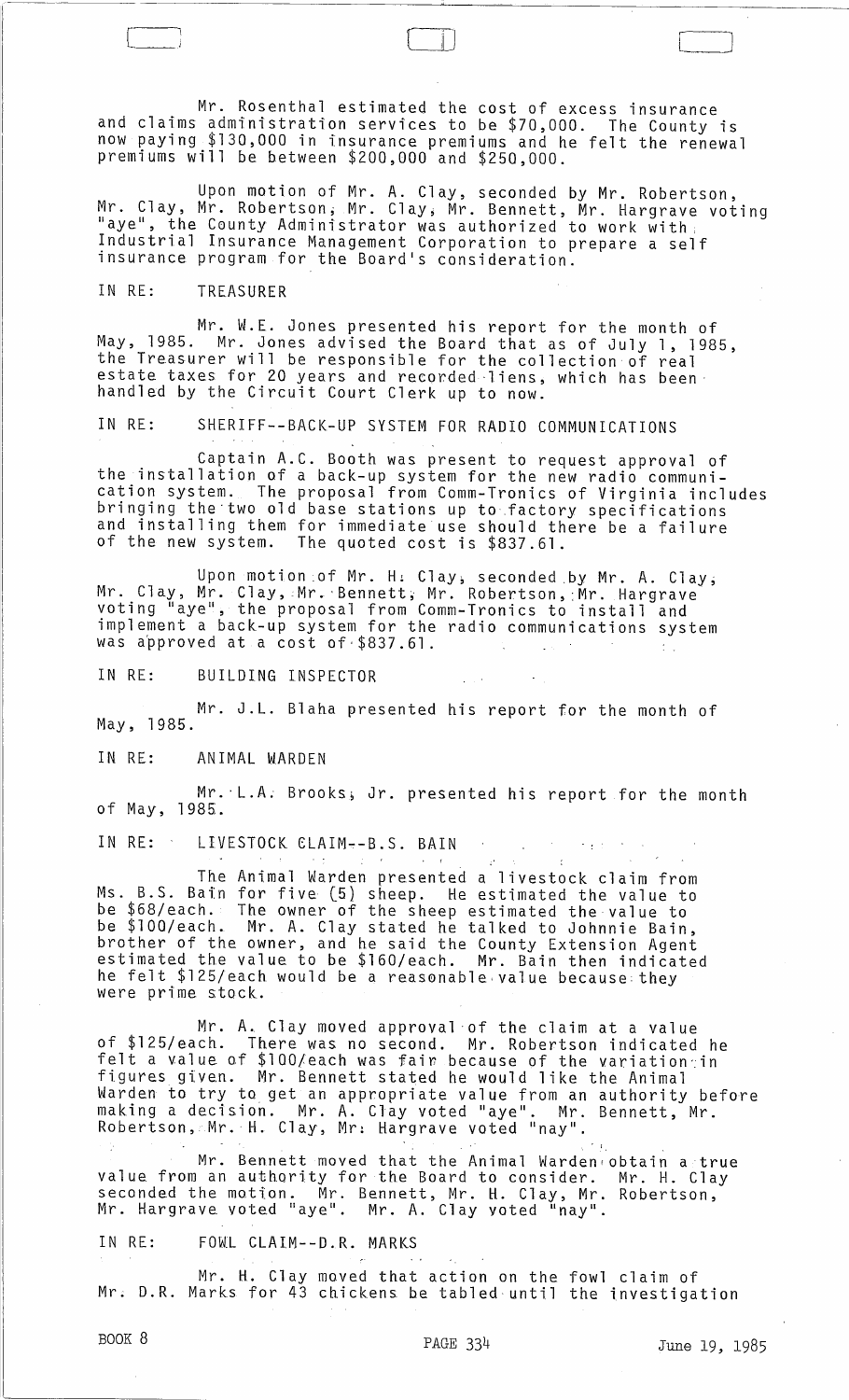Mr. Rosenthal estimated the cost of excess insurance and claims administration services to be $70,000. The County is now paying $130,000 in insurance premiums and he felt the renewal premiums will be between $200,000 and $250,000.

Upon motion of Mr. A. Clay, seconded by Mr. Robertson, Mr. Clay, Mr. Robertson, Mr. Clay, Mr. Bennett, Mr. Hargrave voting "aye", the County Administrator was authorized to work with Industrial Insurance Management Corporation to prepare a self insurance program for the Board's consideration.

IN RE: TREASURER

Mr. W.E. Jones presented his report for the month of May, 1985. Mr. Jones advised the Board that as of July 1, 1985, the Treasurer will be responsible for the collection of real estate taxes for 20 years and recorded liens, which has been handled by the Circuit Court Clerk up to now.

IN RE: SHERIFF--BACK-UP SYSTEM FOR RADIO COMMUNICATIONS

Captain A.C. Booth was present to request approval of the installation of a back-up system for the new radio communication system. The proposal from Comm-Tronics of Virginia includes bringing the two old base stations up to factory specifications and installing them for immediate use should there be a failure of the new system. The quoted cost is $837.61.

Upon motion of Mr. H. Clay, seconded by Mr. A. Clay, Mr. Clay, Mr. Clay, Mr. Bennett, Mr. Robertson, Mr. Hargrave voting "aye", the proposal from Comm-Tronics to install and implement a back-up system for the radio communications system was approved at a cost of $837.61.

IN RE: BUILDING INSPECTOR

Mr. J.L. Blaha presented his report for the month of May, 1985.

IN RE: ANIMAL WARDEN

Mr. L.A. Brooks, Jr. presented his report for the month of May, 1985.

IN RE: LIVESTOCK CLAIM--B.S. BAIN

The Animal Warden presented a livestock claim from Ms. B.S. Bain for five (5) sheep. He estimated the value to be $68/each. The owner of the sheep estimated the value to be $100/each. Mr. A. Clay stated he talked to Johnnie Bain, brother of the owner, and he said the County Extension Agent estimated the value to be $160/each. Mr. Bain then indicated he felt $125/each would be a reasonable value because they were prime stock.

Mr. A. Clay moved approval of the claim at a value of $125/each. There was no second. Mr. Robertson indicated he felt a value of $100/each was fair because of the variation in figures given. Mr. Bennett stated he would like the Animal Warden to try to get an appropriate value from an authority before making a decision. Mr. A. Clay voted "aye". Mr. Bennett, Mr. Robertson, Mr. H. Clay, Mr. Hargrave voted "nay".

Mr. Bennett moved that the Animal Warden obtain a true value from an authority for the Board to consider. Mr. H. Clay seconded the motion. Mr. Bennett, Mr. H. Clay, Mr. Robertson, Mr. Hargrave voted "aye". Mr. A. Clay voted "nay".

IN RE: FOWL CLAIM--D.R. MARKS

Mr. H. Clay moved that action on the fowl claim of Mr. D.R. Marks for 43 chickens be tabled until the investigation

BOOK 8 PAGE 334 June 19, 1985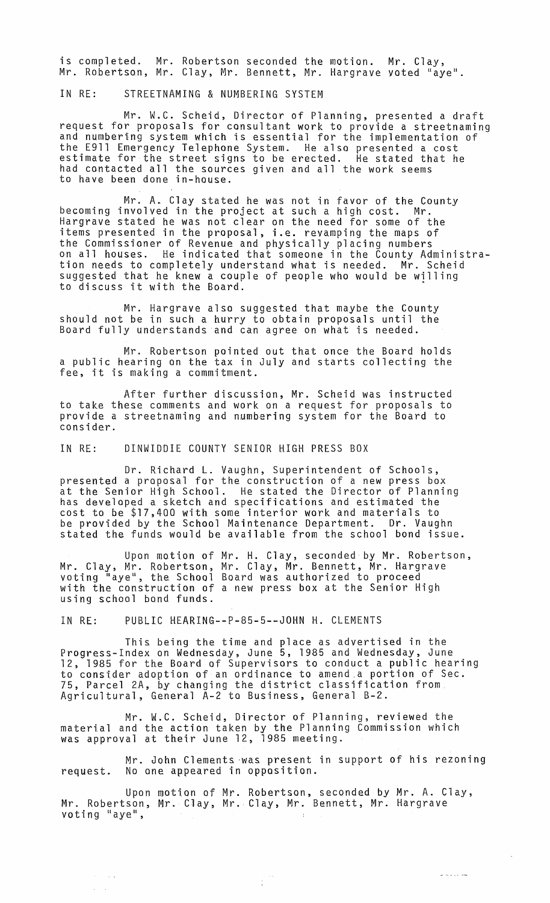is completed. Mr. Robertson seconded the motion. Mr. Clay, Mr. Robertson, Mr. Clay, Mr. Bennett, Mr. Hargrave voted "aye".

IN RE: STREETNAMING & NUMBERING SYSTEM

Mr. W.C. Scheid, Director of Planning, presented a draft request for proposals for consultant work to provide a streetnaming and numbering system which is essential for the implementation of the E911 Emergency Telephone System. He also presented a cost estimate for the street signs to be erected. He stated that he had contacted all the sources given and all the work seems to have been done in-house.

Mr. A. Clay stated he was not in favor of the County becoming involved in the project at such a high cost. Mr. Hargrave stated he was not clear on the need for some of the items presented in the proposal, i.e. revamping the maps of the Commissioner of Revenue and physically placing numbers on all houses. He indicated that someone in the County Administration needs to completely understand what is needed. Mr. Scheid suggested that he knew a couple of people who would be willing to discuss it with the Board.

Mr. Hargrave also suggested that maybe the County should not be in such a hurry to obtain proposals until the Board fully understands and can agree on what is needed.

Mr. Robertson pointed out that once the Board holds a public hearing on the tax in July and starts collecting the fee, it is making a commitment.

After further discussion, Mr. Scheid was instructed to take these comments and work on a request for proposals to provide a streetnaming and numbering system for the Board to consider.

IN RE: DINWIDDIE COUNTY SENIOR HIGH PRESS BOX

Dr. Richard L. Vaughn, Superintendent of Schools, presented a proposal for the construction of a new press box at the Senior High School. He stated the Director of Planning has developed a sketch and specifications and estimated the cost to be $17,400 with some interior work and materials to be provided by the School Maintenance Department. Dr. Vaughn stated the funds would be available from the school bond issue.

Upon motion of Mr. H. Clay, seconded by Mr. Robertson, Mr. Clay, Mr. Robertson, Mr. Clay, Mr. Bennett, Mr. Hargrave voting "aye", the School Board was authorized to proceed with the construction of a new press box at the Senior High using school bond funds.

IN RE: PUBLIC HEARING--P-85-5--JOHN H. CLEMENTS

This being the time and place as advertised in the Progress-Index on Wednesday, June 5, 1985 and Wednesday, June 12, 1985 for the Board of Supervisors to conduct a public hearing to consider adoption of an ordinance to amend a portion of Sec. 75, Parcel 2A, by changing the district classification from Agricultural, General A-2 to Business, General B-2.

Mr. W.C. Scheid, Director of Planning, reviewed the material and the action taken by the Planning Commission which was approval at their June 12, 1985 meeting.

Mr. John Clements was present in support of his rezoning request. No one appeared in opposition.

Upon motion of Mr. Robertson, seconded by Mr. A. Clay, Mr. Robertson, Mr. Clay, Mr. Clay, Mr. Bennett, Mr. Hargrave voting "aye",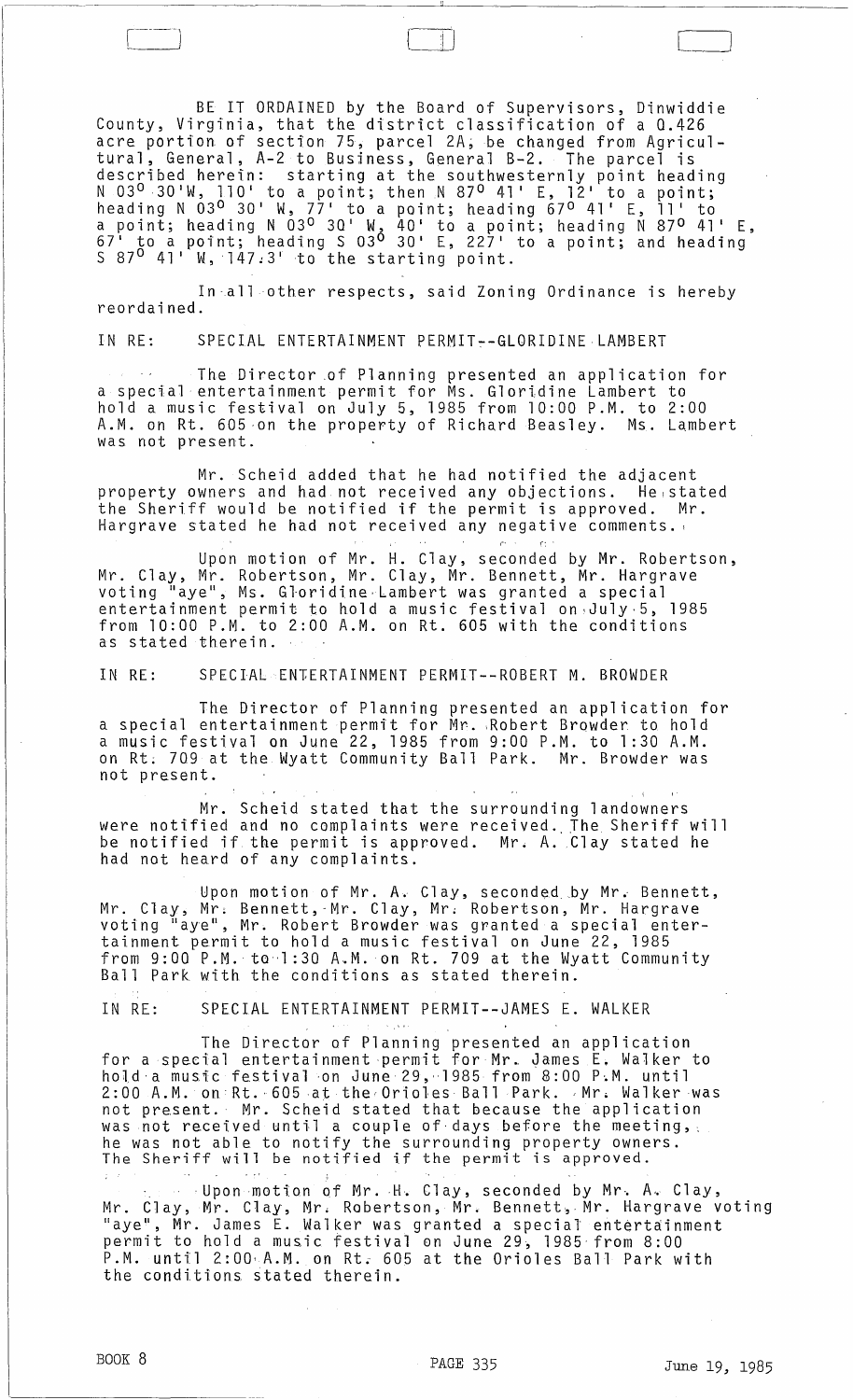BE IT ORDAINED by the Board of Supervisors, Dinwiddie County, Virginia, that the district classification of a 0.426 acre portion of section 75, parcel 2A, be changed from Agricultural, General, A-2 to Business, General B-2. The parcel is described herein: starting at the southwesternly point heading N 03° 30'W, 110' to a point; then N 87° 41' E, 12' to a point; heading N 03° 30' W, 77' to a point; heading 67° 41' E, 11' to a point; heading N 03° 30' W, 40' to a point; heading N 87° 41' E, 67' to a point; heading S 03° 30' E, 227' to a point; and heading S 87° 41' W, 147.3' to the starting point.

In all other respects, said Zoning Ordinance is hereby reordained.

IN RE: SPECIAL ENTERTAINMENT PERMIT--GLORIDINE LAMBERT

The Director of Planning presented an application for a special entertainment permit for Ms. Gloridine Lambert to hold a music festival on July 5, 1985 from 10:00 P.M. to 2:00 A.M. on Rt. 605 on the property of Richard Beasley. Ms. Lambert was not present.

Mr. Scheid added that he had notified the adjacent property owners and had not received any objections. He stated the Sheriff would be notified if the permit is approved. Mr. Hargrave stated he had not received any negative comments.

Upon motion of Mr. H. Clay, seconded by Mr. Robertson, Mr. Clay, Mr. Robertson, Mr. Clay, Mr. Bennett, Mr. Hargrave voting "aye", Ms. Gloridine Lambert was granted a special entertainment permit to hold a music festival on July 5, 1985 from 10:00 P.M. to 2:00 A.M. on Rt. 605 with the conditions as stated therein.

IN RE: SPECIAL ENTERTAINMENT PERMIT--ROBERT M. BROWDER

The Director of Planning presented an application for a special entertainment permit for Mr. Robert Browder to hold a music festival on June 22, 1985 from 9:00 P.M. to 1:30 A.M. on Rt. 709 at the Wyatt Community Ball Park. Mr. Browder was not present.

Mr. Scheid stated that the surrounding landowners were notified and no complaints were received. The Sheriff will be notified if the permit is approved. Mr. A. Clay stated he had not heard of any complaints.

Upon motion of Mr. A. Clay, seconded by Mr. Bennett, Mr. Clay, Mr. Bennett, Mr. Clay, Mr. Robertson, Mr. Hargrave voting "aye", Mr. Robert Browder was granted a special entertainment permit to hold a music festival on June 22, 1985 from 9:00 P.M. to 1:30 A.M. on Rt. 709 at the Wyatt Community Ball Park with the conditions as stated therein.

IN RE: SPECIAL ENTERTAINMENT PERMIT--JAMES E. WALKER

The Director of Planning presented an application for a special entertainment permit for Mr. James E. Walker to hold a music festival on June 29, 1985 from 8:00 P.M. until 2:00 A.M. on Rt. 605 at the Orioles Ball Park. Mr. Walker was not present. Mr. Scheid stated that because the application was not received until a couple of days before the meeting, he was not able to notify the surrounding property owners. The Sheriff will be notified if the permit is approved.

Upon motion of Mr. H. Clay, seconded by Mr. A. Clay, Mr. Clay, Mr. Clay, Mr. Robertson, Mr. Bennett, Mr. Hargrave voting "aye", Mr. James E. Walker was granted a special entertainment permit to hold a music festival on June 29, 1985 from 8:00 P.M. until 2:00 A.M. on Rt. 605 at the Orioles Ball Park with the conditions stated therein.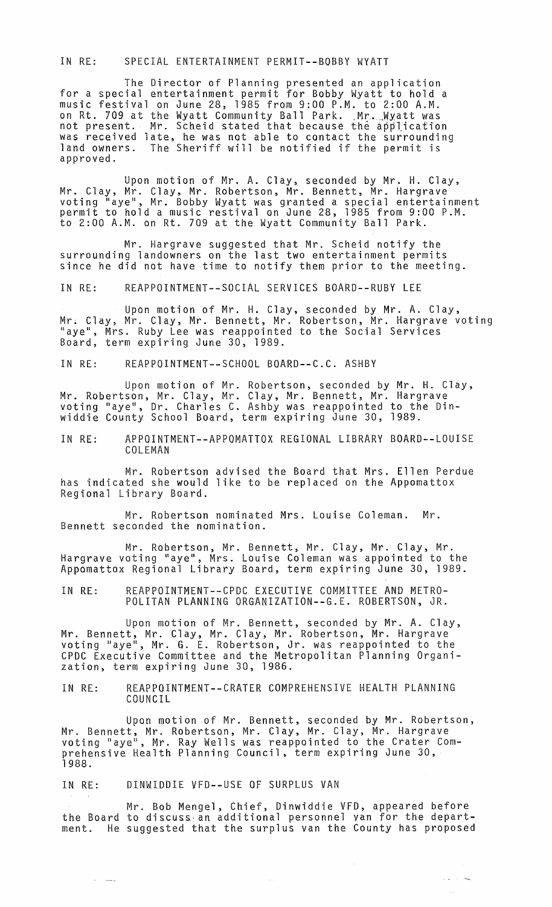IN RE: SPECIAL ENTERTAINMENT PERMIT--BOBBY WYATT

The Director of Planning presented an application for a special entertainment permit for Bobby Wyatt to hold a music festival on June 28, 1985 from 9:00 P.M. to 2:00 A.M. on Rt. 709 at the Wyatt Community Ball Park. Mr. Wyatt was not present. Mr. Scheid stated that because the application was received late, he was not able to contact the surrounding land owners. The Sheriff will be notified if the permit is approved.

Upon motion of Mr. A. Clay, seconded by Mr. H. Clay, Mr. Clay, Mr. Clay, Mr. Robertson, Mr. Bennett, Mr. Hargrave voting "aye", Mr. Bobby Wyatt was granted a special entertainment permit to hold a music restival on June 28, 1985 from 9:00 P.M. to 2:00 A.M. on Rt. 709 at the Wyatt Community Ball Park.

Mr. Hargrave suggested that Mr. Scheid notify the surrounding landowners on the last two entertainment permits since he did not have time to notify them prior to the meeting.

IN RE: REAPPOINTMENT--SOCIAL SERVICES BOARD--RUBY LEE

Upon motion of Mr. H. Clay, seconded by Mr. A. Clay, Mr. Clay, Mr. Clay, Mr. Bennett, Mr. Robertson, Mr. Hargrave voting "aye", Mrs. Ruby Lee was reappointed to the Social Services Board, term expiring June 30, 1989.

IN RE: REAPPOINTMENT--SCHOOL BOARD--C.C. ASHBY

Upon motion of Mr. Robertson, seconded by Mr. H. Clay, Mr. Robertson, Mr. Clay, Mr. Clay, Mr. Bennett, Mr. Hargrave voting "aye", Dr. Charles C. Ashby was reappointed to the Dinwiddie County School Board, term expiring June 30, 1989.

IN RE: APPOINTMENT--APPOMATTOX REGIONAL LIBRARY BOARD--LOUISE COLEMAN

Mr. Robertson advised the Board that Mrs. Ellen Perdue has indicated she would like to be replaced on the Appomattox Regional Library Board.

Mr. Robertson nominated Mrs. Louise Coleman. Mr. Bennett seconded the nomination.

Mr. Robertson, Mr. Bennett, Mr. Clay, Mr. Clay, Mr. Hargrave voting "aye", Mrs. Louise Coleman was appointed to the Appomattox Regional Library Board, term expiring June 30, 1989.

IN RE: REAPPOINTMENT--CPDC EXECUTIVE COMMITTEE AND METROPOLITAN PLANNING ORGANIZATION--G.E. ROBERTSON, JR.

Upon motion of Mr. Bennett, seconded by Mr. A. Clay, Mr. Bennett, Mr. Clay, Mr. Clay, Mr. Robertson, Mr. Hargrave voting "aye", Mr. G. E. Robertson, Jr. was reappointed to the CPDC Executive Committee and the Metropolitan Planning Organization, term expiring June 30, 1986.

IN RE: REAPPOINTMENT--CRATER COMPREHENSIVE HEALTH PLANNING COUNCIL

Upon motion of Mr. Bennett, seconded by Mr. Robertson, Mr. Bennett, Mr. Robertson, Mr. Clay, Mr. Clay, Mr. Hargrave voting "aye", Mr. Ray Wells was reappointed to the Crater Comprehensive Health Planning Council, term expiring June 30, 1988.

IN RE: DINWIDDIE VFD--USE OF SURPLUS VAN

Mr. Bob Mengel, Chief, Dinwiddie VFD, appeared before the Board to discuss an additional personnel van for the department. He suggested that the surplus van the County has proposed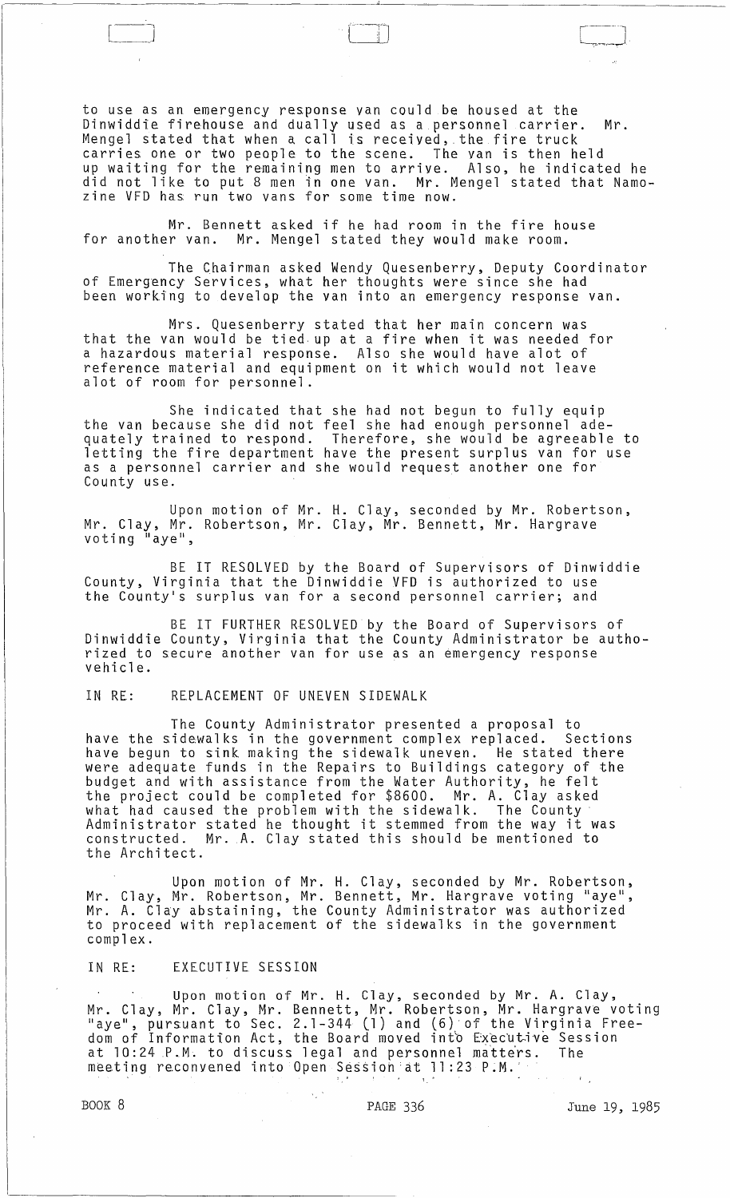to use as an emergency response van could be housed at the Dinwiddie firehouse and dually used as a personnel carrier. Mr. Mengel stated that when a call is received, the fire truck carries one or two people to the scene. The van is then held up waiting for the remaining men to arrive. Also, he indicated he did not like to put 8 men in one van. Mr. Mengel stated that Namozine VFD has run two vans for some time now.

Mr. Bennett asked if he had room in the fire house for another van. Mr. Mengel stated they would make room.

The Chairman asked Wendy Quesenberry, Deputy Coordinator of Emergency Services, what her thoughts were since she had been working to develop the van into an emergency response van.

Mrs. Quesenberry stated that her main concern was that the van would be tied up at a fire when it was needed for a hazardous material response. Also she would have alot of reference material and equipment on it which would not leave alot of room for personnel.

She indicated that she had not begun to fully equip the van because she did not feel she had enough personnel adequately trained to respond. Therefore, she would be agreeable to letting the fire department have the present surplus van for use as a personnel carrier and she would request another one for County use.

Upon motion of Mr. H. Clay, seconded by Mr. Robertson, Mr. Clay, Mr. Robertson, Mr. Clay, Mr. Bennett, Mr. Hargrave voting "aye",

BE IT RESOLVED by the Board of Supervisors of Dinwiddie County, Virginia that the Dinwiddie VFD is authorized to use the County's surplus van for a second personnel carrier; and

BE IT FURTHER RESOLVED by the Board of Supervisors of Dinwiddie County, Virginia that the County Administrator be authorized to secure another van for use as an emergency response vehicle.

IN RE: REPLACEMENT OF UNEVEN SIDEWALK

The County Administrator presented a proposal to have the sidewalks in the government complex replaced. Sections have begun to sink making the sidewalk uneven. He stated there were adequate funds in the Repairs to Buildings category of the budget and with assistance from the Water Authority, he felt the project could be completed for $8600. Mr. A. Clay asked what had caused the problem with the sidewalk. The County Administrator stated he thought it stemmed from the way it was constructed. Mr. A. Clay stated this should be mentioned to the Architect.

Upon motion of Mr. H. Clay, seconded by Mr. Robertson, Mr. Clay, Mr. Robertson, Mr. Bennett, Mr. Hargrave voting "aye", Mr. A. Clay abstaining, the County Administrator was authorized to proceed with replacement of the sidewalks in the government complex.

IN RE: EXECUTIVE SESSION

Upon motion of Mr. H. Clay, seconded by Mr. A. Clay, Mr. Clay, Mr. Clay, Mr. Bennett, Mr. Robertson, Mr. Hargrave voting "aye", pursuant to Sec. 2.1-344 (1) and (6) of the Virginia Freedom of Information Act, the Board moved into Executive Session at 10:24 P.M. to discuss legal and personnel matters. The meeting reconvened into Open Session at 11:23 P.M.

BOOK 8 PAGE 336 June 19, 1985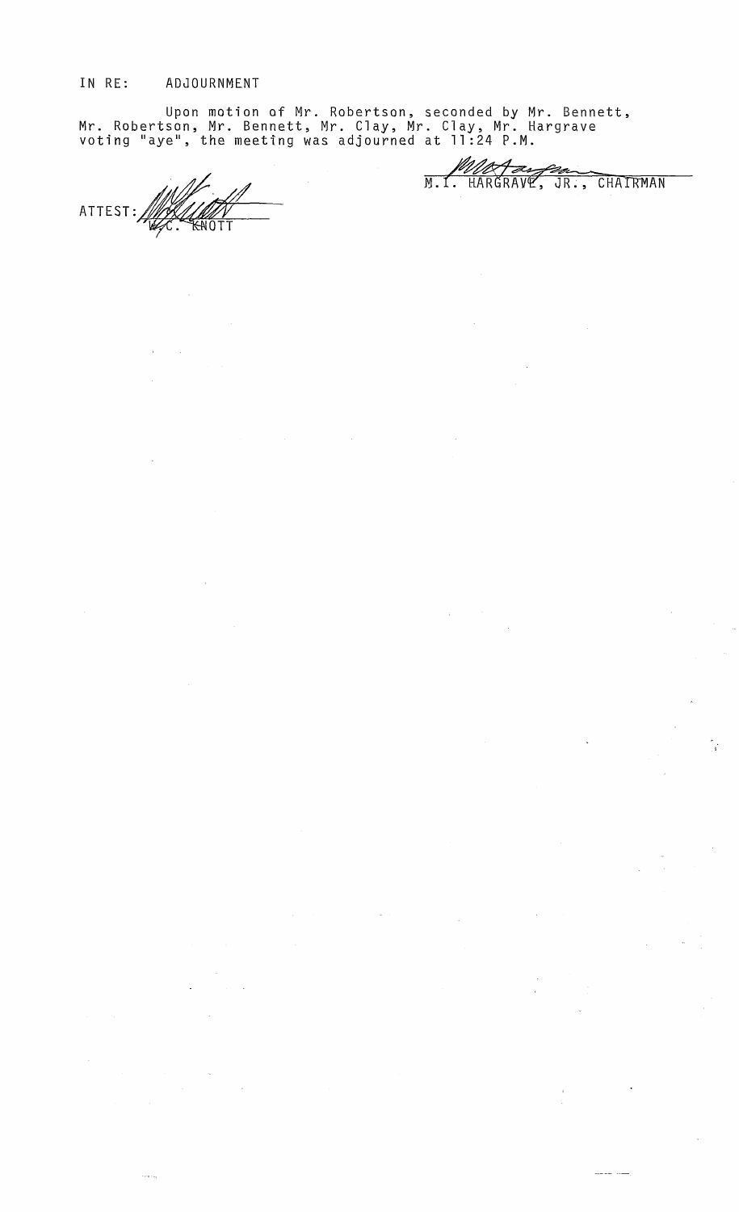IN RE: ADJOURNMENT

Upon motion of Mr. Robertson, seconded by Mr. Bennett, Mr. Robertson, Mr. Bennett, Mr. Clay, Mr. Clay, Mr. Hargrave voting "aye", the meeting was adjourned at 11:24 P.M.

M.I. HARGRAVE, JR., CHAIRMAN

ATTEST: W.C. KNOTT